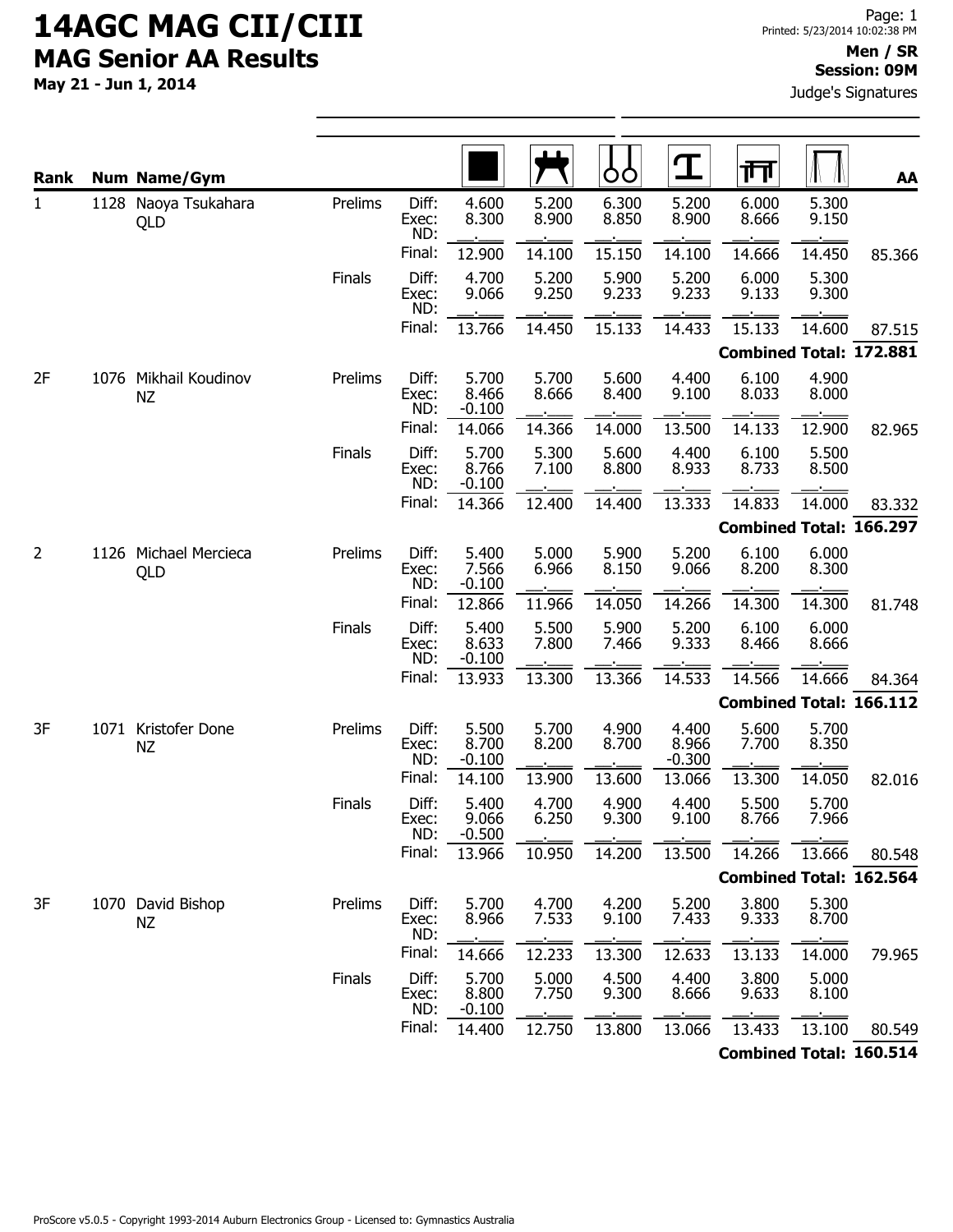# 14AGC MAG CII/CIII

## MAG Senior AA Results

**May 21 - Jun 1, 2014**

**Men / SR**
**Session: 09M**

Judge's Signatures

| Rank | Num | Name/Gym | | | Floor | Pommel Horse | Rings | Vault | Parallel Bars | High Bar | AA |
|---|---|---|---|---|---|---|---|---|---|---|---|
| 1 | 1128 | Naoya Tsukahara QLD | Prelims | Diff: | 4.600 | 5.200 | 6.300 | 5.200 | 6.000 | 5.300 | |
| | | | | Exec: | 8.300 | 8.900 | 8.850 | 8.900 | 8.666 | 9.150 | |
| | | | | ND: | | | | | | | |
| | | | | Final: | 12.900 | 14.100 | 15.150 | 14.100 | 14.666 | 14.450 | 85.366 |
| | | | Finals | Diff: | 4.700 | 5.200 | 5.900 | 5.200 | 6.000 | 5.300 | |
| | | | | Exec: | 9.066 | 9.250 | 9.233 | 9.233 | 9.133 | 9.300 | |
| | | | | ND: | | | | | | | |
| | | | | Final: | 13.766 | 14.450 | 15.133 | 14.433 | 15.133 | 14.600 | 87.515 |
| | | | | | | | | | | **Combined Total:** | **172.881** |
| 2F | 1076 | Mikhail Koudinov NZ | Prelims | Diff: | 5.700 | 5.700 | 5.600 | 4.400 | 6.100 | 4.900 | |
| | | | | Exec: | 8.466 | 8.666 | 8.400 | 9.100 | 8.033 | 8.000 | |
| | | | | ND: | -0.100 | | | | | | |
| | | | | Final: | 14.066 | 14.366 | 14.000 | 13.500 | 14.133 | 12.900 | 82.965 |
| | | | Finals | Diff: | 5.700 | 5.300 | 5.600 | 4.400 | 6.100 | 5.500 | |
| | | | | Exec: | 8.766 | 7.100 | 8.800 | 8.933 | 8.733 | 8.500 | |
| | | | | ND: | -0.100 | | | | | | |
| | | | | Final: | 14.366 | 12.400 | 14.400 | 13.333 | 14.833 | 14.000 | 83.332 |
| | | | | | | | | | | **Combined Total:** | **166.297** |
| 2 | 1126 | Michael Mercieca QLD | Prelims | Diff: | 5.400 | 5.000 | 5.900 | 5.200 | 6.100 | 6.000 | |
| | | | | Exec: | 7.566 | 6.966 | 8.150 | 9.066 | 8.200 | 8.300 | |
| | | | | ND: | -0.100 | | | | | | |
| | | | | Final: | 12.866 | 11.966 | 14.050 | 14.266 | 14.300 | 14.300 | 81.748 |
| | | | Finals | Diff: | 5.400 | 5.500 | 5.900 | 5.200 | 6.100 | 6.000 | |
| | | | | Exec: | 8.633 | 7.800 | 7.466 | 9.333 | 8.466 | 8.666 | |
| | | | | ND: | -0.100 | | | | | | |
| | | | | Final: | 13.933 | 13.300 | 13.366 | 14.533 | 14.566 | 14.666 | 84.364 |
| | | | | | | | | | | **Combined Total:** | **166.112** |
| 3F | 1071 | Kristofer Done NZ | Prelims | Diff: | 5.500 | 5.700 | 4.900 | 4.400 | 5.600 | 5.700 | |
| | | | | Exec: | 8.700 | 8.200 | 8.700 | 8.966 | 7.700 | 8.350 | |
| | | | | ND: | -0.100 | | | -0.300 | | | |
| | | | | Final: | 14.100 | 13.900 | 13.600 | 13.066 | 13.300 | 14.050 | 82.016 |
| | | | Finals | Diff: | 5.400 | 4.700 | 4.900 | 4.400 | 5.500 | 5.700 | |
| | | | | Exec: | 9.066 | 6.250 | 9.300 | 9.100 | 8.766 | 7.966 | |
| | | | | ND: | -0.500 | | | | | | |
| | | | | Final: | 13.966 | 10.950 | 14.200 | 13.500 | 14.266 | 13.666 | 80.548 |
| | | | | | | | | | | **Combined Total:** | **162.564** |
| 3F | 1070 | David Bishop NZ | Prelims | Diff: | 5.700 | 4.700 | 4.200 | 5.200 | 3.800 | 5.300 | |
| | | | | Exec: | 8.966 | 7.533 | 9.100 | 7.433 | 9.333 | 8.700 | |
| | | | | ND: | | | | | | | |
| | | | | Final: | 14.666 | 12.233 | 13.300 | 12.633 | 13.133 | 14.000 | 79.965 |
| | | | Finals | Diff: | 5.700 | 5.000 | 4.500 | 4.400 | 3.800 | 5.000 | |
| | | | | Exec: | 8.800 | 7.750 | 9.300 | 8.666 | 9.633 | 8.100 | |
| | | | | ND: | -0.100 | | | | | | |
| | | | | Final: | 14.400 | 12.750 | 13.800 | 13.066 | 13.433 | 13.100 | 80.549 |
| | | | | | | | | | | **Combined Total:** | **160.514** |

ProScore v5.0.5 - Copyright 1993-2014 Auburn Electronics Group - Licensed to: Gymnastics Australia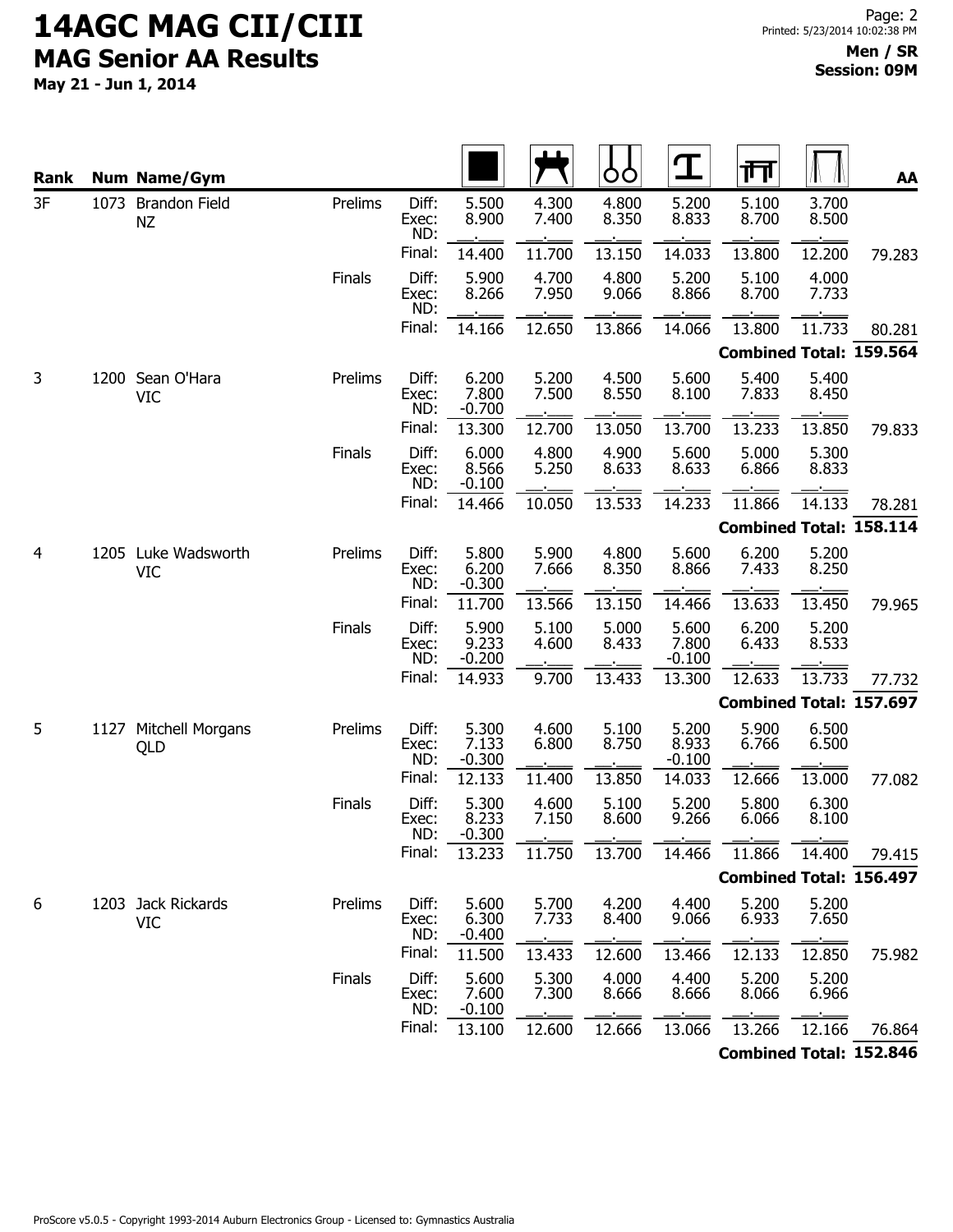# 14AGC MAG CII/CIII

## MAG Senior AA Results

**May 21 - Jun 1, 2014**

**Men / SR**
**Session: 09M**

| Rank | Num | Name/Gym | | | Floor | Pommel Horse | Rings | Vault | Parallel Bars | High Bar | AA |
|---|---|---|---|---|---|---|---|---|---|---|---|
| 3F | 1073 | Brandon Field NZ | Prelims | Diff: | 5.500 | 4.300 | 4.800 | 5.200 | 5.100 | 3.700 | |
| | | | | Exec: | 8.900 | 7.400 | 8.350 | 8.833 | 8.700 | 8.500 | |
| | | | | ND: | | | | | | | |
| | | | | Final: | 14.400 | 11.700 | 13.150 | 14.033 | 13.800 | 12.200 | 79.283 |
| | | | Finals | Diff: | 5.900 | 4.700 | 4.800 | 5.200 | 5.100 | 4.000 | |
| | | | | Exec: | 8.266 | 7.950 | 9.066 | 8.866 | 8.700 | 7.733 | |
| | | | | ND: | | | | | | | |
| | | | | Final: | 14.166 | 12.650 | 13.866 | 14.066 | 13.800 | 11.733 | 80.281 |
| | | | | | | | | | | **Combined Total:** | **159.564** |
| 3 | 1200 | Sean O'Hara VIC | Prelims | Diff: | 6.200 | 5.200 | 4.500 | 5.600 | 5.400 | 5.400 | |
| | | | | Exec: | 7.800 | 7.500 | 8.550 | 8.100 | 7.833 | 8.450 | |
| | | | | ND: | -0.700 | | | | | | |
| | | | | Final: | 13.300 | 12.700 | 13.050 | 13.700 | 13.233 | 13.850 | 79.833 |
| | | | Finals | Diff: | 6.000 | 4.800 | 4.900 | 5.600 | 5.000 | 5.300 | |
| | | | | Exec: | 8.566 | 5.250 | 8.633 | 8.633 | 6.866 | 8.833 | |
| | | | | ND: | -0.100 | | | | | | |
| | | | | Final: | 14.466 | 10.050 | 13.533 | 14.233 | 11.866 | 14.133 | 78.281 |
| | | | | | | | | | | **Combined Total:** | **158.114** |
| 4 | 1205 | Luke Wadsworth VIC | Prelims | Diff: | 5.800 | 5.900 | 4.800 | 5.600 | 6.200 | 5.200 | |
| | | | | Exec: | 6.200 | 7.666 | 8.350 | 8.866 | 7.433 | 8.250 | |
| | | | | ND: | -0.300 | | | | | | |
| | | | | Final: | 11.700 | 13.566 | 13.150 | 14.466 | 13.633 | 13.450 | 79.965 |
| | | | Finals | Diff: | 5.900 | 5.100 | 5.000 | 5.600 | 6.200 | 5.200 | |
| | | | | Exec: | 9.233 | 4.600 | 8.433 | 7.800 | 6.433 | 8.533 | |
| | | | | ND: | -0.200 | | | -0.100 | | | |
| | | | | Final: | 14.933 | 9.700 | 13.433 | 13.300 | 12.633 | 13.733 | 77.732 |
| | | | | | | | | | | **Combined Total:** | **157.697** |
| 5 | 1127 | Mitchell Morgans QLD | Prelims | Diff: | 5.300 | 4.600 | 5.100 | 5.200 | 5.900 | 6.500 | |
| | | | | Exec: | 7.133 | 6.800 | 8.750 | 8.933 | 6.766 | 6.500 | |
| | | | | ND: | -0.300 | | | -0.100 | | | |
| | | | | Final: | 12.133 | 11.400 | 13.850 | 14.033 | 12.666 | 13.000 | 77.082 |
| | | | Finals | Diff: | 5.300 | 4.600 | 5.100 | 5.200 | 5.800 | 6.300 | |
| | | | | Exec: | 8.233 | 7.150 | 8.600 | 9.266 | 6.066 | 8.100 | |
| | | | | ND: | -0.300 | | | | | | |
| | | | | Final: | 13.233 | 11.750 | 13.700 | 14.466 | 11.866 | 14.400 | 79.415 |
| | | | | | | | | | | **Combined Total:** | **156.497** |
| 6 | 1203 | Jack Rickards VIC | Prelims | Diff: | 5.600 | 5.700 | 4.200 | 4.400 | 5.200 | 5.200 | |
| | | | | Exec: | 6.300 | 7.733 | 8.400 | 9.066 | 6.933 | 7.650 | |
| | | | | ND: | -0.400 | | | | | | |
| | | | | Final: | 11.500 | 13.433 | 12.600 | 13.466 | 12.133 | 12.850 | 75.982 |
| | | | Finals | Diff: | 5.600 | 5.300 | 4.000 | 4.400 | 5.200 | 5.200 | |
| | | | | Exec: | 7.600 | 7.300 | 8.666 | 8.666 | 8.066 | 6.966 | |
| | | | | ND: | -0.100 | | | | | | |
| | | | | Final: | 13.100 | 12.600 | 12.666 | 13.066 | 13.266 | 12.166 | 76.864 |
| | | | | | | | | | | **Combined Total:** | **152.846** |

ProScore v5.0.5 - Copyright 1993-2014 Auburn Electronics Group - Licensed to: Gymnastics Australia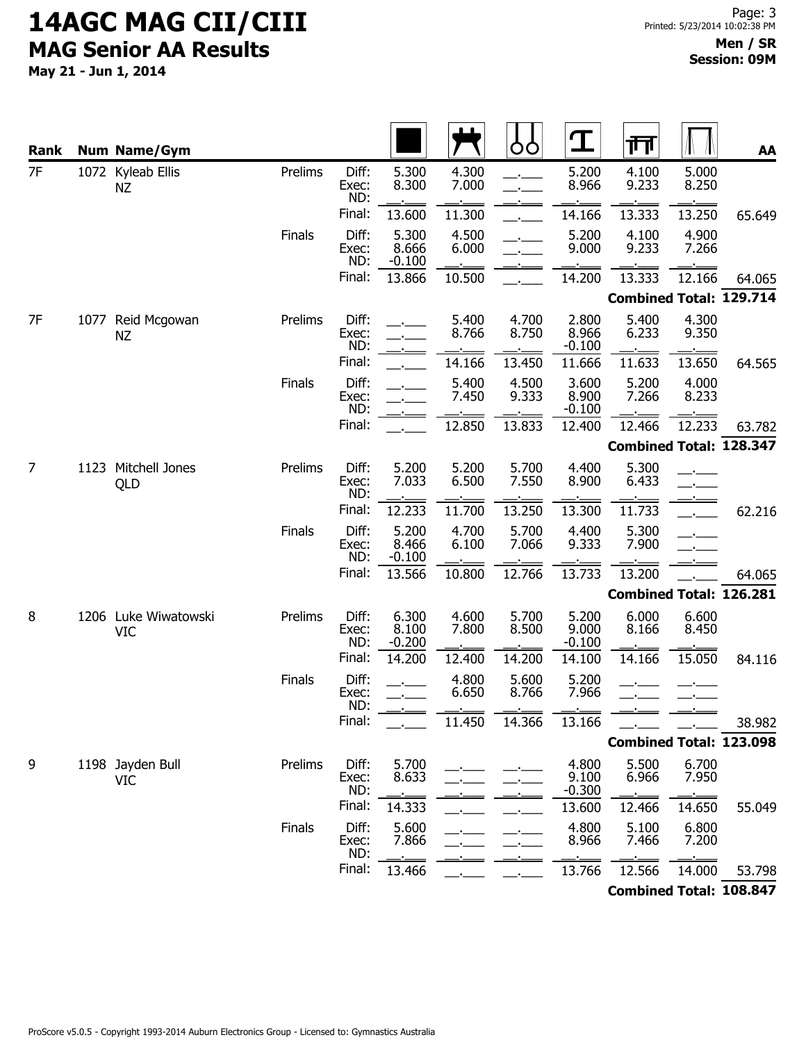# 14AGC MAG CII/CIII

## MAG Senior AA Results

**May 21 - Jun 1, 2014**

**Men / SR**
**Session: 09M**

| Rank | Num | Name/Gym | | | Floor | Pommel Horse | Rings | Vault | Parallel Bars | High Bar | AA |
|---|---|---|---|---|---|---|---|---|---|---|---|
| 7F | 1072 | Kyleab Ellis NZ | Prelims | Diff: | 5.300 | 4.300 | __.___ | 5.200 | 4.100 | 5.000 | |
| | | | | Exec: | 8.300 | 7.000 | __.___ | 8.966 | 9.233 | 8.250 | |
| | | | | ND: | __.___ | __.___ | __.___ | __.___ | __.___ | __.___ | |
| | | | | Final: | 13.600 | 11.300 | __.___ | 14.166 | 13.333 | 13.250 | 65.649 |
| | | | Finals | Diff: | 5.300 | 4.500 | __.___ | 5.200 | 4.100 | 4.900 | |
| | | | | Exec: | 8.666 | 6.000 | __.___ | 9.000 | 9.233 | 7.266 | |
| | | | | ND: | -0.100 | __.___ | __.___ | __.___ | __.___ | __.___ | |
| | | | | Final: | 13.866 | 10.500 | __.___ | 14.200 | 13.333 | 12.166 | 64.065 |
| | | | | | | | | | **Combined Total:** | | **129.714** |
| 7F | 1077 | Reid Mcgowan NZ | Prelims | Diff: | __.___ | 5.400 | 4.700 | 2.800 | 5.400 | 4.300 | |
| | | | | Exec: | __.___ | 8.766 | 8.750 | 8.966 | 6.233 | 9.350 | |
| | | | | ND: | __.___ | __.___ | __.___ | -0.100 | __.___ | __.___ | |
| | | | | Final: | __.___ | 14.166 | 13.450 | 11.666 | 11.633 | 13.650 | 64.565 |
| | | | Finals | Diff: | __.___ | 5.400 | 4.500 | 3.600 | 5.200 | 4.000 | |
| | | | | Exec: | __.___ | 7.450 | 9.333 | 8.900 | 7.266 | 8.233 | |
| | | | | ND: | __.___ | __.___ | __.___ | -0.100 | __.___ | __.___ | |
| | | | | Final: | __.___ | 12.850 | 13.833 | 12.400 | 12.466 | 12.233 | 63.782 |
| | | | | | | | | | **Combined Total:** | | **128.347** |
| 7 | 1123 | Mitchell Jones QLD | Prelims | Diff: | 5.200 | 5.200 | 5.700 | 4.400 | 5.300 | __.___ | |
| | | | | Exec: | 7.033 | 6.500 | 7.550 | 8.900 | 6.433 | __.___ | |
| | | | | ND: | __.___ | __.___ | __.___ | __.___ | __.___ | __.___ | |
| | | | | Final: | 12.233 | 11.700 | 13.250 | 13.300 | 11.733 | __.___ | 62.216 |
| | | | Finals | Diff: | 5.200 | 4.700 | 5.700 | 4.400 | 5.300 | __.___ | |
| | | | | Exec: | 8.466 | 6.100 | 7.066 | 9.333 | 7.900 | __.___ | |
| | | | | ND: | -0.100 | __.___ | __.___ | __.___ | __.___ | __.___ | |
| | | | | Final: | 13.566 | 10.800 | 12.766 | 13.733 | 13.200 | __.___ | 64.065 |
| | | | | | | | | | **Combined Total:** | | **126.281** |
| 8 | 1206 | Luke Wiwatowski VIC | Prelims | Diff: | 6.300 | 4.600 | 5.700 | 5.200 | 6.000 | 6.600 | |
| | | | | Exec: | 8.100 | 7.800 | 8.500 | 9.000 | 8.166 | 8.450 | |
| | | | | ND: | -0.200 | __.___ | __.___ | -0.100 | __.___ | __.___ | |
| | | | | Final: | 14.200 | 12.400 | 14.200 | 14.100 | 14.166 | 15.050 | 84.116 |
| | | | Finals | Diff: | __.___ | 4.800 | 5.600 | 5.200 | __.___ | __.___ | |
| | | | | Exec: | __.___ | 6.650 | 8.766 | 7.966 | __.___ | __.___ | |
| | | | | ND: | __.___ | __.___ | __.___ | __.___ | __.___ | __.___ | |
| | | | | Final: | __.___ | 11.450 | 14.366 | 13.166 | __.___ | __.___ | 38.982 |
| | | | | | | | | | **Combined Total:** | | **123.098** |
| 9 | 1198 | Jayden Bull VIC | Prelims | Diff: | 5.700 | __.___ | __.___ | 4.800 | 5.500 | 6.700 | |
| | | | | Exec: | 8.633 | __.___ | __.___ | 9.100 | 6.966 | 7.950 | |
| | | | | ND: | __.___ | __.___ | __.___ | -0.300 | __.___ | __.___ | |
| | | | | Final: | 14.333 | __.___ | __.___ | 13.600 | 12.466 | 14.650 | 55.049 |
| | | | Finals | Diff: | 5.600 | __.___ | __.___ | 4.800 | 5.100 | 6.800 | |
| | | | | Exec: | 7.866 | __.___ | __.___ | 8.966 | 7.466 | 7.200 | |
| | | | | ND: | __.___ | __.___ | __.___ | __.___ | __.___ | __.___ | |
| | | | | Final: | 13.466 | __.___ | __.___ | 13.766 | 12.566 | 14.000 | 53.798 |
| | | | | | | | | | **Combined Total:** | | **108.847** |

ProScore v5.0.5 - Copyright 1993-2014 Auburn Electronics Group - Licensed to: Gymnastics Australia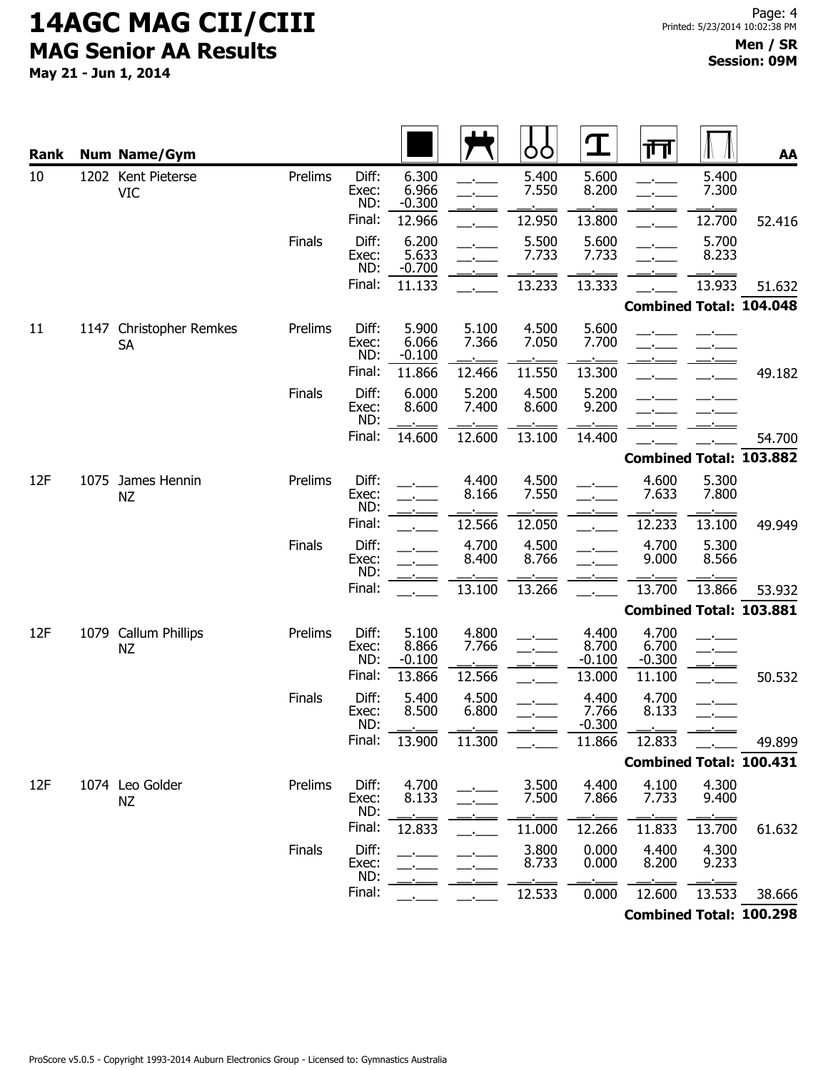# 14AGC MAG CII/CIII

## MAG Senior AA Results

**May 21 - Jun 1, 2014**

**Men / SR**
**Session: 09M**

| Rank | Num | Name/Gym | | | Floor | Pommel Horse | Rings | Vault | Parallel Bars | High Bar | AA |
|---|---|---|---|---|---|---|---|---|---|---|---|
| 10 | 1202 | Kent Pieterse VIC | Prelims | Diff: | 6.300 | \_.\_\_\_ | 5.400 | 5.600 | \_.\_\_\_ | 5.400 | |
| | | | | Exec: | 6.966 | \_.\_\_\_ | 7.550 | 8.200 | \_.\_\_\_ | 7.300 | |
| | | | | ND: | -0.300 | \_.\_\_\_ | \_.\_\_\_ | \_.\_\_\_ | \_.\_\_\_ | \_.\_\_\_ | |
| | | | | Final: | 12.966 | \_.\_\_\_ | 12.950 | 13.800 | \_.\_\_\_ | 12.700 | 52.416 |
| | | | Finals | Diff: | 6.200 | \_.\_\_\_ | 5.500 | 5.600 | \_.\_\_\_ | 5.700 | |
| | | | | Exec: | 5.633 | \_.\_\_\_ | 7.733 | 7.733 | \_.\_\_\_ | 8.233 | |
| | | | | ND: | -0.700 | \_.\_\_\_ | \_.\_\_\_ | \_.\_\_\_ | \_.\_\_\_ | \_.\_\_\_ | |
| | | | | Final: | 11.133 | \_.\_\_\_ | 13.233 | 13.333 | \_.\_\_\_ | 13.933 | 51.632 |
| | | | | | | | | | | **Combined Total:** | **104.048** |
| 11 | 1147 | Christopher Remkes SA | Prelims | Diff: | 5.900 | 5.100 | 4.500 | 5.600 | \_.\_\_\_ | \_.\_\_\_ | |
| | | | | Exec: | 6.066 | 7.366 | 7.050 | 7.700 | \_.\_\_\_ | \_.\_\_\_ | |
| | | | | ND: | -0.100 | \_.\_\_\_ | \_.\_\_\_ | \_.\_\_\_ | \_.\_\_\_ | \_.\_\_\_ | |
| | | | | Final: | 11.866 | 12.466 | 11.550 | 13.300 | \_.\_\_\_ | \_.\_\_\_ | 49.182 |
| | | | Finals | Diff: | 6.000 | 5.200 | 4.500 | 5.200 | \_.\_\_\_ | \_.\_\_\_ | |
| | | | | Exec: | 8.600 | 7.400 | 8.600 | 9.200 | \_.\_\_\_ | \_.\_\_\_ | |
| | | | | ND: | \_.\_\_\_ | \_.\_\_\_ | \_.\_\_\_ | \_.\_\_\_ | \_.\_\_\_ | \_.\_\_\_ | |
| | | | | Final: | 14.600 | 12.600 | 13.100 | 14.400 | \_.\_\_\_ | \_.\_\_\_ | 54.700 |
| | | | | | | | | | | **Combined Total:** | **103.882** |
| 12F | 1075 | James Hennin NZ | Prelims | Diff: | \_.\_\_\_ | 4.400 | 4.500 | \_.\_\_\_ | 4.600 | 5.300 | |
| | | | | Exec: | \_.\_\_\_ | 8.166 | 7.550 | \_.\_\_\_ | 7.633 | 7.800 | |
| | | | | ND: | \_.\_\_\_ | \_.\_\_\_ | \_.\_\_\_ | \_.\_\_\_ | \_.\_\_\_ | \_.\_\_\_ | |
| | | | | Final: | \_.\_\_\_ | 12.566 | 12.050 | \_.\_\_\_ | 12.233 | 13.100 | 49.949 |
| | | | Finals | Diff: | \_.\_\_\_ | 4.700 | 4.500 | \_.\_\_\_ | 4.700 | 5.300 | |
| | | | | Exec: | \_.\_\_\_ | 8.400 | 8.766 | \_.\_\_\_ | 9.000 | 8.566 | |
| | | | | ND: | \_.\_\_\_ | \_.\_\_\_ | \_.\_\_\_ | \_.\_\_\_ | \_.\_\_\_ | \_.\_\_\_ | |
| | | | | Final: | \_.\_\_\_ | 13.100 | 13.266 | \_.\_\_\_ | 13.700 | 13.866 | 53.932 |
| | | | | | | | | | | **Combined Total:** | **103.881** |
| 12F | 1079 | Callum Phillips NZ | Prelims | Diff: | 5.100 | 4.800 | \_.\_\_\_ | 4.400 | 4.700 | \_.\_\_\_ | |
| | | | | Exec: | 8.866 | 7.766 | \_.\_\_\_ | 8.700 | 6.700 | \_.\_\_\_ | |
| | | | | ND: | -0.100 | \_.\_\_\_ | \_.\_\_\_ | -0.100 | -0.300 | \_.\_\_\_ | |
| | | | | Final: | 13.866 | 12.566 | \_.\_\_\_ | 13.000 | 11.100 | \_.\_\_\_ | 50.532 |
| | | | Finals | Diff: | 5.400 | 4.500 | \_.\_\_\_ | 4.400 | 4.700 | \_.\_\_\_ | |
| | | | | Exec: | 8.500 | 6.800 | \_.\_\_\_ | 7.766 | 8.133 | \_.\_\_\_ | |
| | | | | ND: | \_.\_\_\_ | \_.\_\_\_ | \_.\_\_\_ | -0.300 | \_.\_\_\_ | \_.\_\_\_ | |
| | | | | Final: | 13.900 | 11.300 | \_.\_\_\_ | 11.866 | 12.833 | \_.\_\_\_ | 49.899 |
| | | | | | | | | | | **Combined Total:** | **100.431** |
| 12F | 1074 | Leo Golder NZ | Prelims | Diff: | 4.700 | \_.\_\_\_ | 3.500 | 4.400 | 4.100 | 4.300 | |
| | | | | Exec: | 8.133 | \_.\_\_\_ | 7.500 | 7.866 | 7.733 | 9.400 | |
| | | | | ND: | \_.\_\_\_ | \_.\_\_\_ | \_.\_\_\_ | \_.\_\_\_ | \_.\_\_\_ | \_.\_\_\_ | |
| | | | | Final: | 12.833 | \_.\_\_\_ | 11.000 | 12.266 | 11.833 | 13.700 | 61.632 |
| | | | Finals | Diff: | \_.\_\_\_ | \_.\_\_\_ | 3.800 | 0.000 | 4.400 | 4.300 | |
| | | | | Exec: | \_.\_\_\_ | \_.\_\_\_ | 8.733 | 0.000 | 8.200 | 9.233 | |
| | | | | ND: | \_.\_\_\_ | \_.\_\_\_ | \_.\_\_\_ | \_.\_\_\_ | \_.\_\_\_ | \_.\_\_\_ | |
| | | | | Final: | \_.\_\_\_ | \_.\_\_\_ | 12.533 | 0.000 | 12.600 | 13.533 | 38.666 |
| | | | | | | | | | | **Combined Total:** | **100.298** |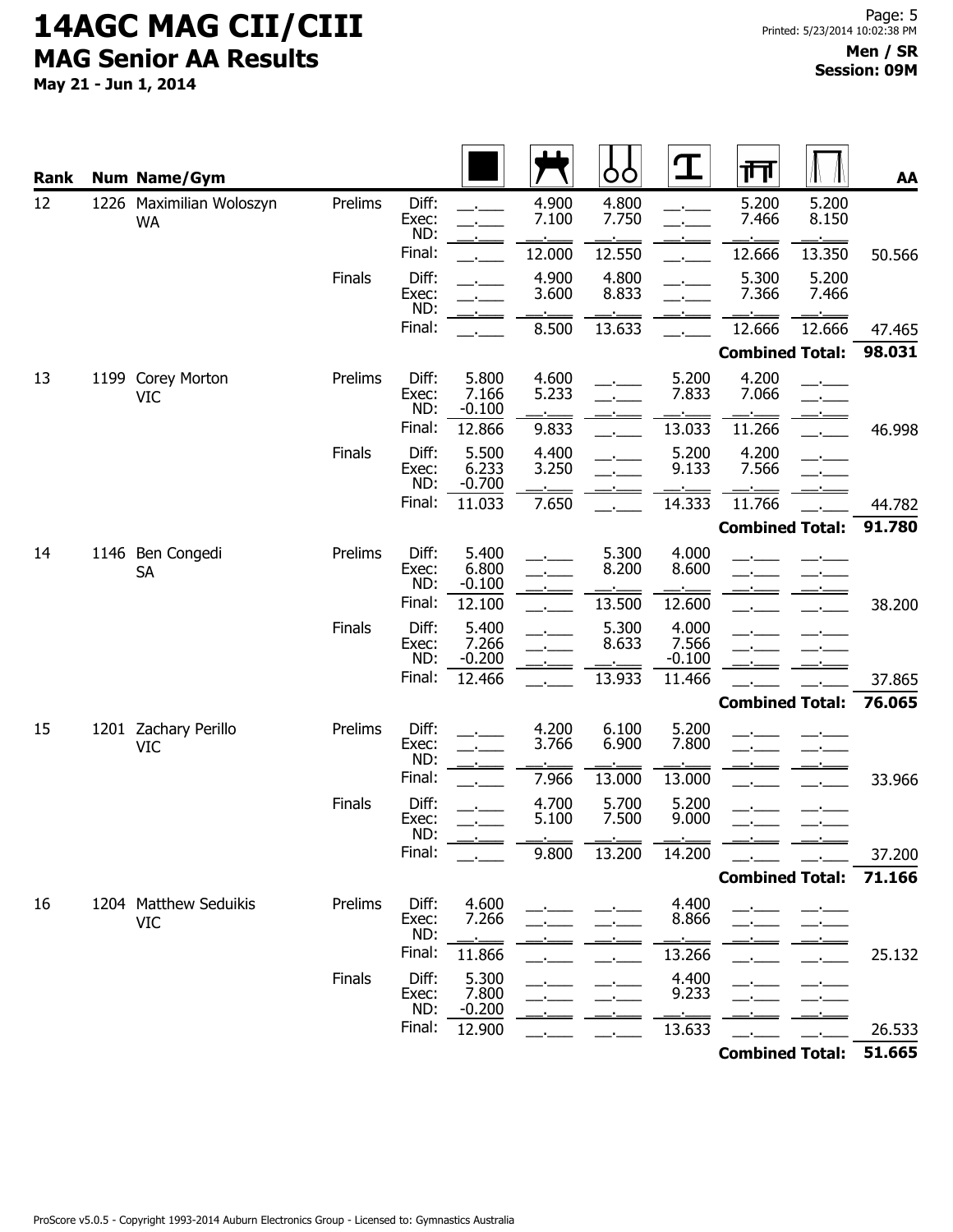# 14AGC MAG CII/CIII

## MAG Senior AA Results

**May 21 - Jun 1, 2014**

**Men / SR**
**Session: 09M**

| Rank | Num | Name/Gym | | | Floor | Pommel Horse | Rings | Vault | Parallel Bars | High Bar | AA |
|---|---|---|---|---|---|---|---|---|---|---|---|
| 12 | 1226 | Maximilian Woloszyn WA | Prelims | Diff: | __.___ | 4.900 | 4.800 | __.___ | 5.200 | 5.200 | |
| | | | | Exec: | __.___ | 7.100 | 7.750 | __.___ | 7.466 | 8.150 | |
| | | | | ND: | __.___ | __.___ | __.___ | __.___ | __.___ | __.___ | |
| | | | | Final: | __.___ | 12.000 | 12.550 | __.___ | 12.666 | 13.350 | 50.566 |
| | | | Finals | Diff: | __.___ | 4.900 | 4.800 | __.___ | 5.300 | 5.200 | |
| | | | | Exec: | __.___ | 3.600 | 8.833 | __.___ | 7.366 | 7.466 | |
| | | | | ND: | __.___ | __.___ | __.___ | __.___ | __.___ | __.___ | |
| | | | | Final: | __.___ | 8.500 | 13.633 | __.___ | 12.666 | 12.666 | 47.465 |
| | | | | | | | | | **Combined Total:** | | **98.031** |
| 13 | 1199 | Corey Morton VIC | Prelims | Diff: | 5.800 | 4.600 | __.___ | 5.200 | 4.200 | __.___ | |
| | | | | Exec: | 7.166 | 5.233 | __.___ | 7.833 | 7.066 | __.___ | |
| | | | | ND: | -0.100 | __.___ | __.___ | __.___ | __.___ | __.___ | |
| | | | | Final: | 12.866 | 9.833 | __.___ | 13.033 | 11.266 | __.___ | 46.998 |
| | | | Finals | Diff: | 5.500 | 4.400 | __.___ | 5.200 | 4.200 | __.___ | |
| | | | | Exec: | 6.233 | 3.250 | __.___ | 9.133 | 7.566 | __.___ | |
| | | | | ND: | -0.700 | __.___ | __.___ | __.___ | __.___ | __.___ | |
| | | | | Final: | 11.033 | 7.650 | __.___ | 14.333 | 11.766 | __.___ | 44.782 |
| | | | | | | | | | **Combined Total:** | | **91.780** |
| 14 | 1146 | Ben Congedi SA | Prelims | Diff: | 5.400 | __.___ | 5.300 | 4.000 | __.___ | __.___ | |
| | | | | Exec: | 6.800 | __.___ | 8.200 | 8.600 | __.___ | __.___ | |
| | | | | ND: | -0.100 | __.___ | __.___ | __.___ | __.___ | __.___ | |
| | | | | Final: | 12.100 | __.___ | 13.500 | 12.600 | __.___ | __.___ | 38.200 |
| | | | Finals | Diff: | 5.400 | __.___ | 5.300 | 4.000 | __.___ | __.___ | |
| | | | | Exec: | 7.266 | __.___ | 8.633 | 7.566 | __.___ | __.___ | |
| | | | | ND: | -0.200 | __.___ | __.___ | -0.100 | __.___ | __.___ | |
| | | | | Final: | 12.466 | __.___ | 13.933 | 11.466 | __.___ | __.___ | 37.865 |
| | | | | | | | | | **Combined Total:** | | **76.065** |
| 15 | 1201 | Zachary Perillo VIC | Prelims | Diff: | __.___ | 4.200 | 6.100 | 5.200 | __.___ | __.___ | |
| | | | | Exec: | __.___ | 3.766 | 6.900 | 7.800 | __.___ | __.___ | |
| | | | | ND: | __.___ | __.___ | __.___ | __.___ | __.___ | __.___ | |
| | | | | Final: | __.___ | 7.966 | 13.000 | 13.000 | __.___ | __.___ | 33.966 |
| | | | Finals | Diff: | __.___ | 4.700 | 5.700 | 5.200 | __.___ | __.___ | |
| | | | | Exec: | __.___ | 5.100 | 7.500 | 9.000 | __.___ | __.___ | |
| | | | | ND: | __.___ | __.___ | __.___ | __.___ | __.___ | __.___ | |
| | | | | Final: | __.___ | 9.800 | 13.200 | 14.200 | __.___ | __.___ | 37.200 |
| | | | | | | | | | **Combined Total:** | | **71.166** |
| 16 | 1204 | Matthew Seduikis VIC | Prelims | Diff: | 4.600 | __.___ | __.___ | 4.400 | __.___ | __.___ | |
| | | | | Exec: | 7.266 | __.___ | __.___ | 8.866 | __.___ | __.___ | |
| | | | | ND: | __.___ | __.___ | __.___ | __.___ | __.___ | __.___ | |
| | | | | Final: | 11.866 | __.___ | __.___ | 13.266 | __.___ | __.___ | 25.132 |
| | | | Finals | Diff: | 5.300 | __.___ | __.___ | 4.400 | __.___ | __.___ | |
| | | | | Exec: | 7.800 | __.___ | __.___ | 9.233 | __.___ | __.___ | |
| | | | | ND: | -0.200 | __.___ | __.___ | __.___ | __.___ | __.___ | |
| | | | | Final: | 12.900 | __.___ | __.___ | 13.633 | __.___ | __.___ | 26.533 |
| | | | | | | | | | **Combined Total:** | | **51.665** |

ProScore v5.0.5 - Copyright 1993-2014 Auburn Electronics Group - Licensed to: Gymnastics Australia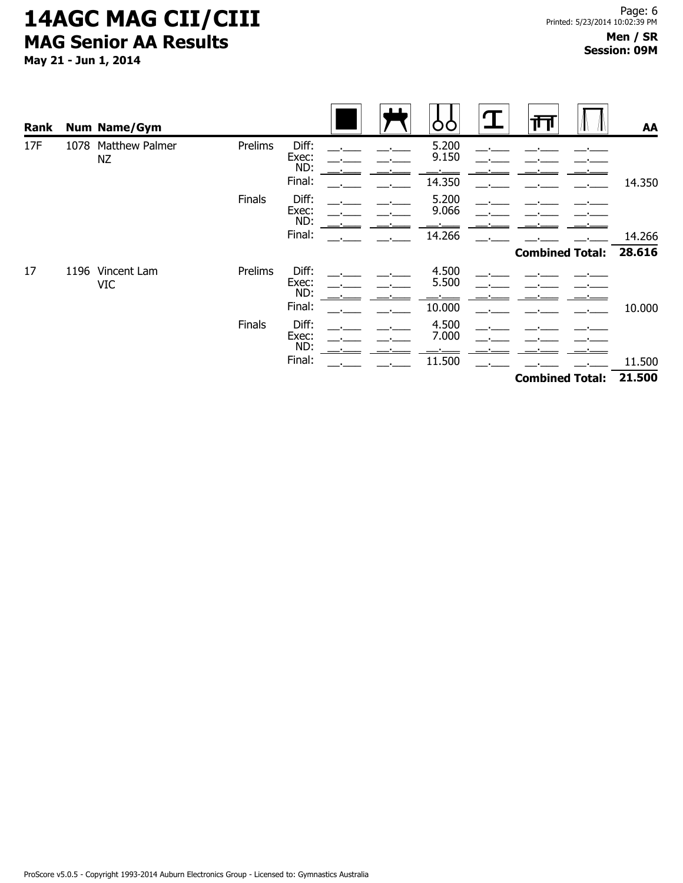# 14AGC MAG CII/CIII

## MAG Senior AA Results

**May 21 - Jun 1, 2014**

**Men / SR**
**Session: 09M**

| Rank | Num | Name/Gym | | | Floor | Pommel Horse | Rings | Vault | Parallel Bars | High Bar | AA |
|---|---|---|---|---|---|---|---|---|---|---|---|
| 17F | 1078 | Matthew Palmer NZ | Prelims | Diff: | \_\_.\_\_\_ | \_\_.\_\_\_ | 5.200 | \_\_.\_\_\_ | \_\_.\_\_\_ | \_\_.\_\_\_ | |
| | | | | Exec: | \_\_.\_\_\_ | \_\_.\_\_\_ | 9.150 | \_\_.\_\_\_ | \_\_.\_\_\_ | \_\_.\_\_\_ | |
| | | | | ND: | \_\_.\_\_\_ | \_\_.\_\_\_ | \_\_.\_\_\_ | \_\_.\_\_\_ | \_\_.\_\_\_ | \_\_.\_\_\_ | |
| | | | | Final: | \_\_.\_\_\_ | \_\_.\_\_\_ | 14.350 | \_\_.\_\_\_ | \_\_.\_\_\_ | \_\_.\_\_\_ | 14.350 |
| | | | Finals | Diff: | \_\_.\_\_\_ | \_\_.\_\_\_ | 5.200 | \_\_.\_\_\_ | \_\_.\_\_\_ | \_\_.\_\_\_ | |
| | | | | Exec: | \_\_.\_\_\_ | \_\_.\_\_\_ | 9.066 | \_\_.\_\_\_ | \_\_.\_\_\_ | \_\_.\_\_\_ | |
| | | | | ND: | \_\_.\_\_\_ | \_\_.\_\_\_ | \_\_.\_\_\_ | \_\_.\_\_\_ | \_\_.\_\_\_ | \_\_.\_\_\_ | |
| | | | | Final: | \_\_.\_\_\_ | \_\_.\_\_\_ | 14.266 | \_\_.\_\_\_ | \_\_.\_\_\_ | \_\_.\_\_\_ | 14.266 |
| | | | | | | | | | | **Combined Total:** | **28.616** |
| 17 | 1196 | Vincent Lam VIC | Prelims | Diff: | \_\_.\_\_\_ | \_\_.\_\_\_ | 4.500 | \_\_.\_\_\_ | \_\_.\_\_\_ | \_\_.\_\_\_ | |
| | | | | Exec: | \_\_.\_\_\_ | \_\_.\_\_\_ | 5.500 | \_\_.\_\_\_ | \_\_.\_\_\_ | \_\_.\_\_\_ | |
| | | | | ND: | \_\_.\_\_\_ | \_\_.\_\_\_ | \_\_.\_\_\_ | \_\_.\_\_\_ | \_\_.\_\_\_ | \_\_.\_\_\_ | |
| | | | | Final: | \_\_.\_\_\_ | \_\_.\_\_\_ | 10.000 | \_\_.\_\_\_ | \_\_.\_\_\_ | \_\_.\_\_\_ | 10.000 |
| | | | Finals | Diff: | \_\_.\_\_\_ | \_\_.\_\_\_ | 4.500 | \_\_.\_\_\_ | \_\_.\_\_\_ | \_\_.\_\_\_ | |
| | | | | Exec: | \_\_.\_\_\_ | \_\_.\_\_\_ | 7.000 | \_\_.\_\_\_ | \_\_.\_\_\_ | \_\_.\_\_\_ | |
| | | | | ND: | \_\_.\_\_\_ | \_\_.\_\_\_ | \_\_.\_\_\_ | \_\_.\_\_\_ | \_\_.\_\_\_ | \_\_.\_\_\_ | |
| | | | | Final: | \_\_.\_\_\_ | \_\_.\_\_\_ | 11.500 | \_\_.\_\_\_ | \_\_.\_\_\_ | \_\_.\_\_\_ | 11.500 |
| | | | | | | | | | | **Combined Total:** | **21.500** |

ProScore v5.0.5 - Copyright 1993-2014 Auburn Electronics Group - Licensed to: Gymnastics Australia